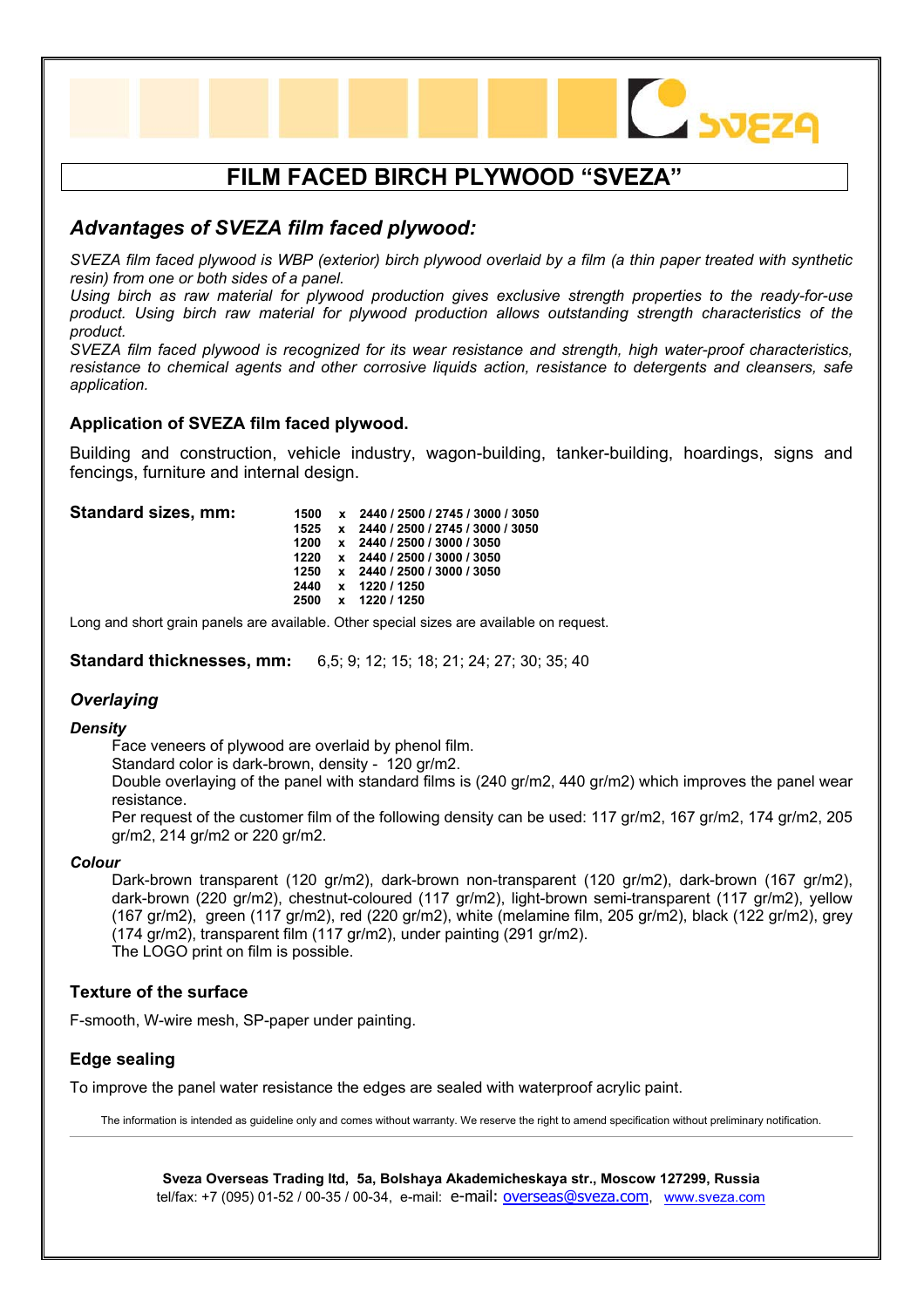# FILM FACED BIRCH PLYWOOD "SVEZA"

## *Advantages of SVEZA film faced plywood:*

*SVEZA film faced plywood is WBP (exterior) birch plywood overlaid by a film (a thin paper treated with synthetic resin) from one or both sides of a panel.*
*Using birch as raw material for plywood production gives exclusive strength properties to the ready-for-use product. Using birch raw material for plywood production allows outstanding strength characteristics of the product.*
*SVEZA film faced plywood is recognized for its wear resistance and strength, high water-proof characteristics, resistance to chemical agents and other corrosive liquids action, resistance to detergents and cleansers, safe application.*

### Application of SVEZA film faced plywood.

Building and construction, vehicle industry, wagon-building, tanker-building, hoardings, signs and fencings, furniture and internal design.

**Standard sizes, mm:**

| | | |
|---|---|---|
| 1500 | x | 2440 / 2500 / 2745 / 3000 / 3050 |
| 1525 | x | 2440 / 2500 / 2745 / 3000 / 3050 |
| 1200 | x | 2440 / 2500 / 3000 / 3050 |
| 1220 | x | 2440 / 2500 / 3000 / 3050 |
| 1250 | x | 2440 / 2500 / 3000 / 3050 |
| 2440 | x | 1220 / 1250 |
| 2500 | x | 1220 / 1250 |

Long and short grain panels are available. Other special sizes are available on request.

**Standard thicknesses, mm:** 6,5; 9; 12; 15; 18; 21; 24; 27; 30; 35; 40

### *Overlaying*

#### *Density*

Face veneers of plywood are overlaid by phenol film.
Standard color is dark-brown, density - 120 gr/m2.
Double overlaying of the panel with standard films is (240 gr/m2, 440 gr/m2) which improves the panel wear resistance.
Per request of the customer film of the following density can be used: 117 gr/m2, 167 gr/m2, 174 gr/m2, 205 gr/m2, 214 gr/m2 or 220 gr/m2.

#### *Colour*

Dark-brown transparent (120 gr/m2), dark-brown non-transparent (120 gr/m2), dark-brown (167 gr/m2), dark-brown (220 gr/m2), chestnut-coloured (117 gr/m2), light-brown semi-transparent (117 gr/m2), yellow (167 gr/m2), green (117 gr/m2), red (220 gr/m2), white (melamine film, 205 gr/m2), black (122 gr/m2), grey (174 gr/m2), transparent film (117 gr/m2), under painting (291 gr/m2).
The LOGO print on film is possible.

### Texture of the surface

F-smooth, W-wire mesh, SP-paper under painting.

### Edge sealing

To improve the panel water resistance the edges are sealed with waterproof acrylic paint.

The information is intended as guideline only and comes without warranty. We reserve the right to amend specification without preliminary notification.

**Sveza Overseas Trading ltd, 5a, Bolshaya Akademicheskaya str., Moscow 127299, Russia**
tel/fax: +7 (095) 01-52 / 00-35 / 00-34, e-mail: e-mail: overseas@sveza.com, www.sveza.com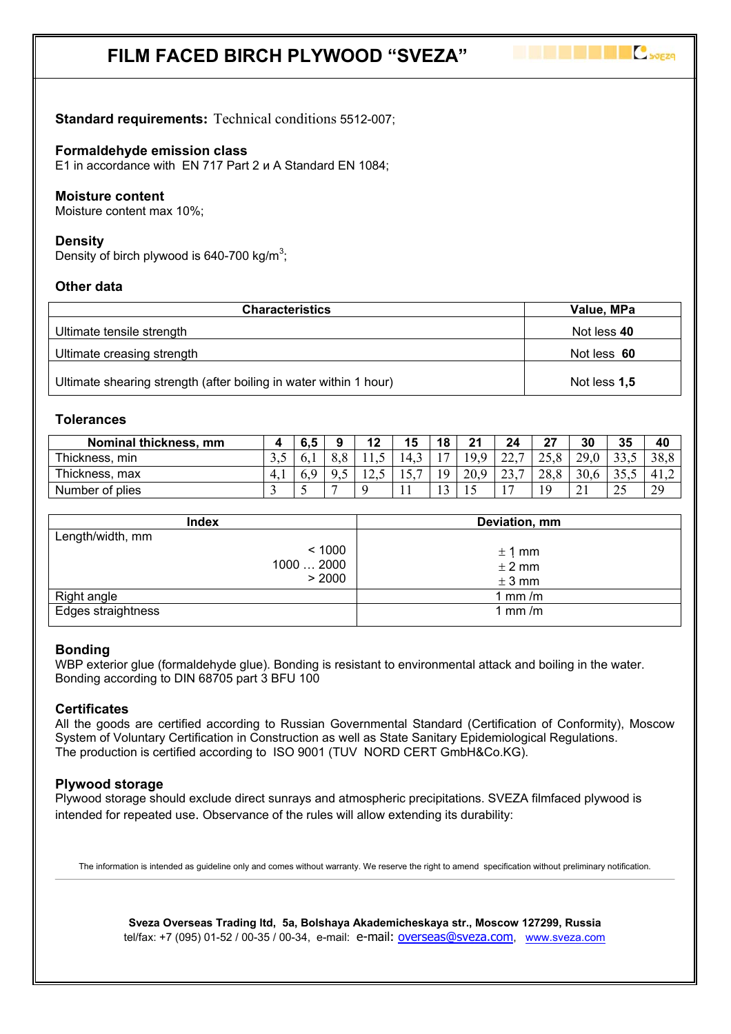# FILM FACED BIRCH PLYWOOD "SVEZA"

**Standard requirements:** Technical conditions 5512-007;

### Formaldehyde emission class

E1 in accordance with EN 717 Part 2 и A Standard EN 1084;

### Moisture content

Moisture content max 10%;

### Density

Density of birch plywood is 640-700 kg/m$^3$;

### Other data

| Characteristics | Value, MPa |
|---|---|
| Ultimate tensile strength | Not less **40** |
| Ultimate creasing strength | Not less **60** |
| Ultimate shearing strength (after boiling in water within 1 hour) | Not less **1,5** |

### Tolerances

| Nominal thickness, mm | 4 | 6,5 | 9 | 12 | 15 | 18 | 21 | 24 | 27 | 30 | 35 | 40 |
|---|---|---|---|---|---|---|---|---|---|---|---|---|
| Thickness, min | 3,5 | 6,1 | 8,8 | 11,5 | 14,3 | 17 | 19,9 | 22,7 | 25,8 | 29,0 | 33,5 | 38,8 |
| Thickness, max | 4,1 | 6,9 | 9,5 | 12,5 | 15,7 | 19 | 20,9 | 23,7 | 28,8 | 30,6 | 35,5 | 41,2 |
| Number of plies | 3 | 5 | 7 | 9 | 11 | 13 | 15 | 17 | 19 | 21 | 25 | 29 |

| Index | Deviation, mm |
|---|---|
| Length/width, mm | |
| < 1000 | ± 1 mm |
| 1000 … 2000 | ± 2 mm |
| > 2000 | ± 3 mm |
| Right angle | 1 mm /m |
| Edges straightness | 1 mm /m |

### Bonding

WBP exterior glue (formaldehyde glue). Bonding is resistant to environmental attack and boiling in the water. Bonding according to DIN 68705 part 3 BFU 100

### Certificates

All the goods are certified according to Russian Governmental Standard (Certification of Conformity), Moscow System of Voluntary Certification in Construction as well as State Sanitary Epidemiological Regulations. The production is certified according to ISO 9001 (TUV NORD CERT GmbH&Co.KG).

### Plywood storage

Plywood storage should exclude direct sunrays and atmospheric precipitations. SVEZA filmfaced plywood is intended for repeated use. Observance of the rules will allow extending its durability:

The information is intended as guideline only and comes without warranty. We reserve the right to amend specification without preliminary notification.

**Sveza Overseas Trading ltd, 5a, Bolshaya Akademicheskaya str., Moscow 127299, Russia**
tel/fax: +7 (095) 01-52 / 00-35 / 00-34, e-mail: e-mail: overseas@sveza.com, www.sveza.com